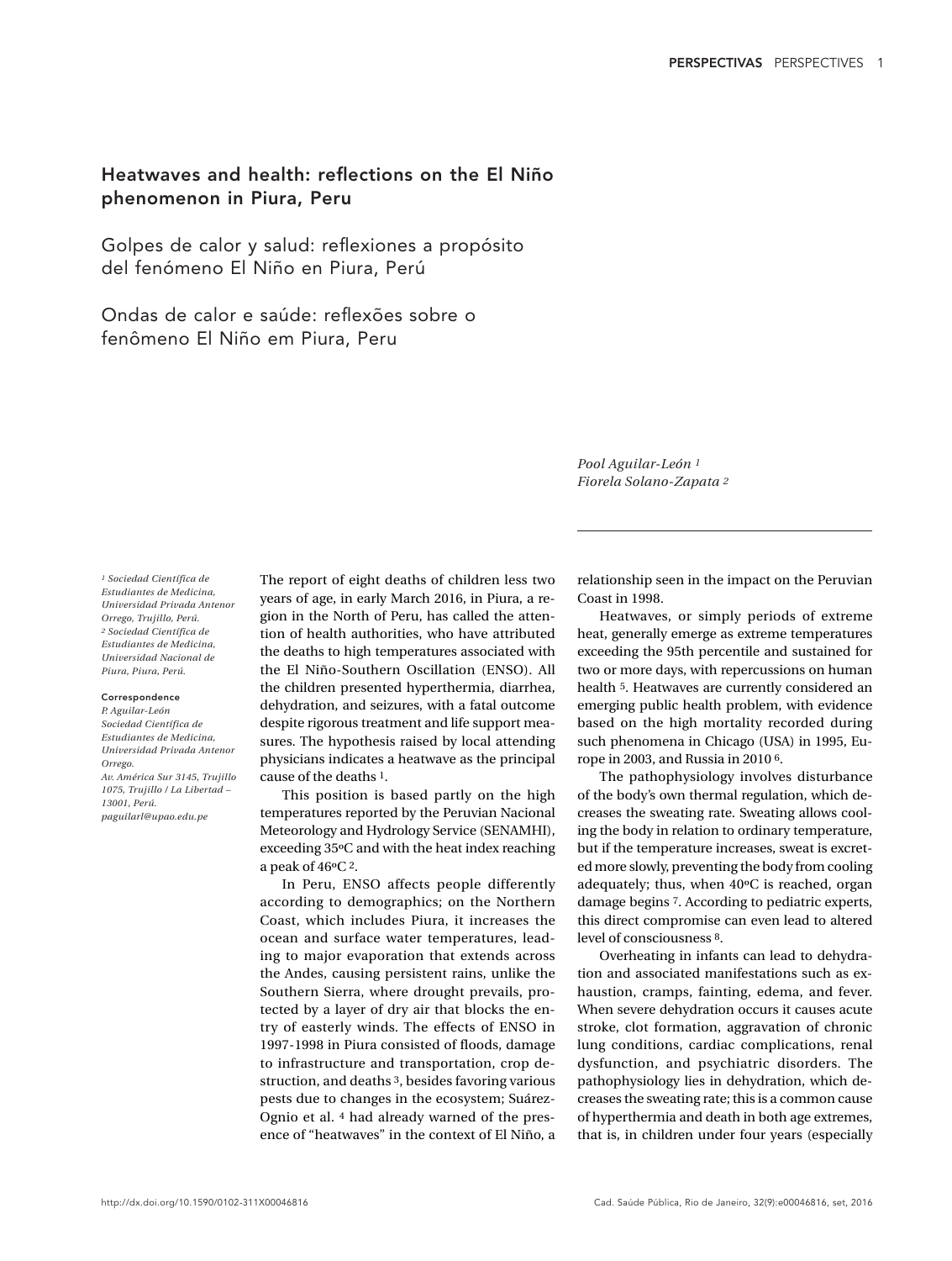# Heatwaves and health: reflections on the El Niño phenomenon in Piura, Peru

## Golpes de calor y salud: reflexiones a propósito del fenómeno El Niño en Piura, Perú

## Ondas de calor e saúde: reflexões sobre o fenômeno El Niño em Piura, Peru

*Pool Aguilar-León* [1]
*Fiorela Solano-Zapata* [2]

*[1] Sociedad Científica de Estudiantes de Medicina, Universidad Privada Antenor Orrego, Trujillo, Perú.*
*[2] Sociedad Científica de Estudiantes de Medicina, Universidad Nacional de Piura, Piura, Perú.*

**Correspondence**
*P. Aguilar-León*
*Sociedad Científica de Estudiantes de Medicina, Universidad Privada Antenor Orrego.*
*Av. América Sur 3145, Trujillo 1075, Trujillo / La Libertad – 13001, Perú.*
*paguilarl@upao.edu.pe*

The report of eight deaths of children less two years of age, in early March 2016, in Piura, a region in the North of Peru, has called the attention of health authorities, who have attributed the deaths to high temperatures associated with the El Niño-Southern Oscillation (ENSO). All the children presented hyperthermia, diarrhea, dehydration, and seizures, with a fatal outcome despite rigorous treatment and life support measures. The hypothesis raised by local attending physicians indicates a heatwave as the principal cause of the deaths [1].

This position is based partly on the high temperatures reported by the Peruvian Nacional Meteorology and Hydrology Service (SENAMHI), exceeding 35ºC and with the heat index reaching a peak of 46ºC [2].

In Peru, ENSO affects people differently according to demographics; on the Northern Coast, which includes Piura, it increases the ocean and surface water temperatures, leading to major evaporation that extends across the Andes, causing persistent rains, unlike the Southern Sierra, where drought prevails, protected by a layer of dry air that blocks the entry of easterly winds. The effects of ENSO in 1997-1998 in Piura consisted of floods, damage to infrastructure and transportation, crop destruction, and deaths [3], besides favoring various pests due to changes in the ecosystem; Suárez-Ognio et al. [4] had already warned of the presence of "heatwaves" in the context of El Niño, a relationship seen in the impact on the Peruvian Coast in 1998.

Heatwaves, or simply periods of extreme heat, generally emerge as extreme temperatures exceeding the 95th percentile and sustained for two or more days, with repercussions on human health [5]. Heatwaves are currently considered an emerging public health problem, with evidence based on the high mortality recorded during such phenomena in Chicago (USA) in 1995, Europe in 2003, and Russia in 2010 [6].

The pathophysiology involves disturbance of the body's own thermal regulation, which decreases the sweating rate. Sweating allows cooling the body in relation to ordinary temperature, but if the temperature increases, sweat is excreted more slowly, preventing the body from cooling adequately; thus, when 40ºC is reached, organ damage begins [7]. According to pediatric experts, this direct compromise can even lead to altered level of consciousness [8].

Overheating in infants can lead to dehydration and associated manifestations such as exhaustion, cramps, fainting, edema, and fever. When severe dehydration occurs it causes acute stroke, clot formation, aggravation of chronic lung conditions, cardiac complications, renal dysfunction, and psychiatric disorders. The pathophysiology lies in dehydration, which decreases the sweating rate; this is a common cause of hyperthermia and death in both age extremes, that is, in children under four years (especially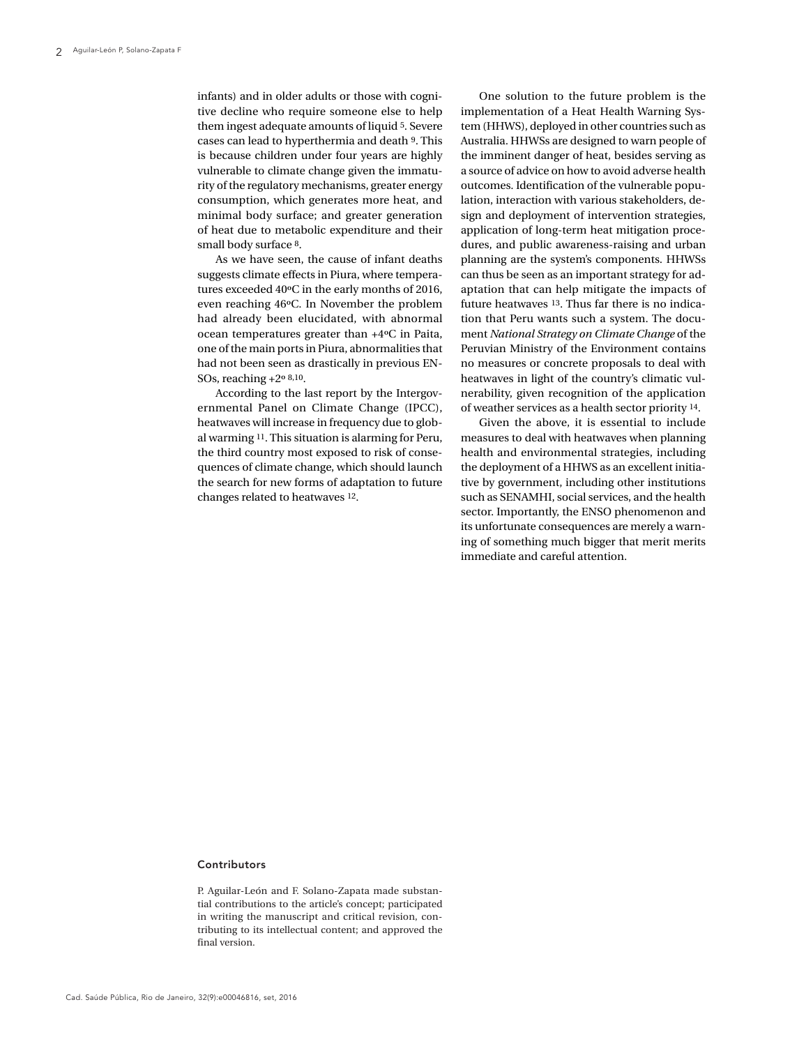infants) and in older adults or those with cognitive decline who require someone else to help them ingest adequate amounts of liquid [5]. Severe cases can lead to hyperthermia and death [9]. This is because children under four years are highly vulnerable to climate change given the immaturity of the regulatory mechanisms, greater energy consumption, which generates more heat, and minimal body surface; and greater generation of heat due to metabolic expenditure and their small body surface [8].

As we have seen, the cause of infant deaths suggests climate effects in Piura, where temperatures exceeded 40ºC in the early months of 2016, even reaching 46ºC. In November the problem had already been elucidated, with abnormal ocean temperatures greater than +4ºC in Paita, one of the main ports in Piura, abnormalities that had not been seen as drastically in previous ENSOs, reaching +2º [8,10].

According to the last report by the Intergovernmental Panel on Climate Change (IPCC), heatwaves will increase in frequency due to global warming [11]. This situation is alarming for Peru, the third country most exposed to risk of consequences of climate change, which should launch the search for new forms of adaptation to future changes related to heatwaves [12].

One solution to the future problem is the implementation of a Heat Health Warning System (HHWS), deployed in other countries such as Australia. HHWSs are designed to warn people of the imminent danger of heat, besides serving as a source of advice on how to avoid adverse health outcomes. Identification of the vulnerable population, interaction with various stakeholders, design and deployment of intervention strategies, application of long-term heat mitigation procedures, and public awareness-raising and urban planning are the system's components. HHWSs can thus be seen as an important strategy for adaptation that can help mitigate the impacts of future heatwaves [13]. Thus far there is no indication that Peru wants such a system. The document *National Strategy on Climate Change* of the Peruvian Ministry of the Environment contains no measures or concrete proposals to deal with heatwaves in light of the country's climatic vulnerability, given recognition of the application of weather services as a health sector priority [14].

Given the above, it is essential to include measures to deal with heatwaves when planning health and environmental strategies, including the deployment of a HHWS as an excellent initiative by government, including other institutions such as SENAMHI, social services, and the health sector. Importantly, the ENSO phenomenon and its unfortunate consequences are merely a warning of something much bigger that merit merits immediate and careful attention.

### Contributors

P. Aguilar-León and F. Solano-Zapata made substantial contributions to the article's concept; participated in writing the manuscript and critical revision, contributing to its intellectual content; and approved the final version.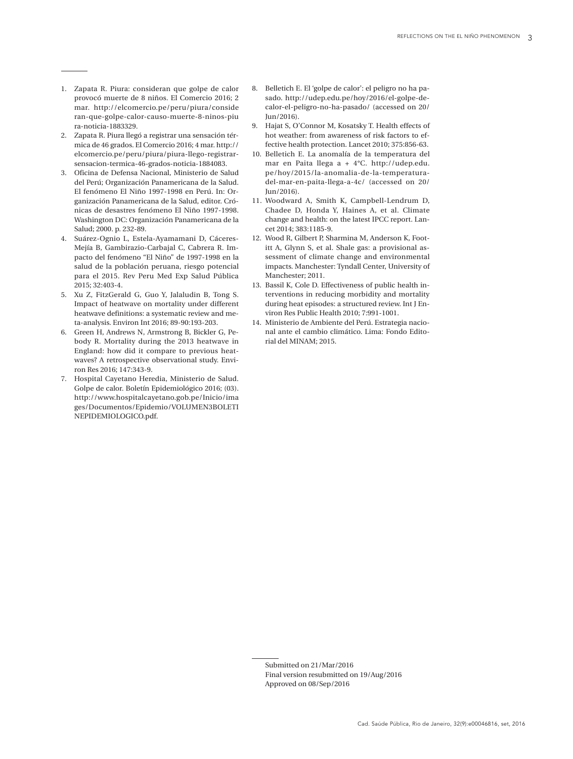1. Zapata R. Piura: consideran que golpe de calor provocó muerte de 8 niños. El Comercio 2016; 2 mar. http://elcomercio.pe/peru/piura/consideran-que-golpe-calor-causo-muerte-8-ninos-piura-noticia-1883329.
2. Zapata R. Piura llegó a registrar una sensación térmica de 46 grados. El Comercio 2016; 4 mar. http://elcomercio.pe/peru/piura/piura-llego-registrar-sensacion-termica-46-grados-noticia-1884083.
3. Oficina de Defensa Nacional, Ministerio de Salud del Perú; Organización Panamericana de la Salud. El fenómeno El Niño 1997-1998 en Perú. In: Organización Panamericana de la Salud, editor. Crónicas de desastres fenómeno El Niño 1997-1998. Washington DC: Organización Panamericana de la Salud; 2000. p. 232-89.
4. Suárez-Ognio L, Estela-Ayamamani D, Cáceres-Mejía B, Gambirazio-Carbajal C, Cabrera R. Impacto del fenómeno "El Niño" de 1997-1998 en la salud de la población peruana, riesgo potencial para el 2015. Rev Peru Med Exp Salud Pública 2015; 32:403-4.
5. Xu Z, FitzGerald G, Guo Y, Jalaludin B, Tong S. Impact of heatwave on mortality under different heatwave definitions: a systematic review and meta-analysis. Environ Int 2016; 89-90:193-203.
6. Green H, Andrews N, Armstrong B, Bickler G, Pebody R. Mortality during the 2013 heatwave in England: how did it compare to previous heatwaves? A retrospective observational study. Environ Res 2016; 147:343-9.
7. Hospital Cayetano Heredia, Ministerio de Salud. Golpe de calor. Boletín Epidemiológico 2016; (03). http://www.hospitalcayetano.gob.pe/Inicio/images/Documentos/Epidemio/VOLUMEN3BOLETINEPIDEMIOLOGICO.pdf.
8. Belletich E. El 'golpe de calor': el peligro no ha pasado. http://udep.edu.pe/hoy/2016/el-golpe-de-calor-el-peligro-no-ha-pasado/ (accessed on 20/Jun/2016).
9. Hajat S, O'Connor M, Kosatsky T. Health effects of hot weather: from awareness of risk factors to effective health protection. Lancet 2010; 375:856-63.
10. Belletich E. La anomalía de la temperatura del mar en Paita llega a + 4°C. http://udep.edu.pe/hoy/2015/la-anomalia-de-la-temperatura-del-mar-en-paita-llega-a-4c/ (accessed on 20/Jun/2016).
11. Woodward A, Smith K, Campbell-Lendrum D, Chadee D, Honda Y, Haines A, et al. Climate change and health: on the latest IPCC report. Lancet 2014; 383:1185-9.
12. Wood R, Gilbert P, Sharmina M, Anderson K, Footitt A, Glynn S, et al. Shale gas: a provisional assessment of climate change and environmental impacts. Manchester: Tyndall Center, University of Manchester; 2011.
13. Bassil K, Cole D. Effectiveness of public health interventions in reducing morbidity and mortality during heat episodes: a structured review. Int J Environ Res Public Health 2010; 7:991-1001.
14. Ministerio de Ambiente del Perú. Estrategia nacional ante el cambio climático. Lima: Fondo Editorial del MINAM; 2015.

Submitted on 21/Mar/2016
Final version resubmitted on 19/Aug/2016
Approved on 08/Sep/2016